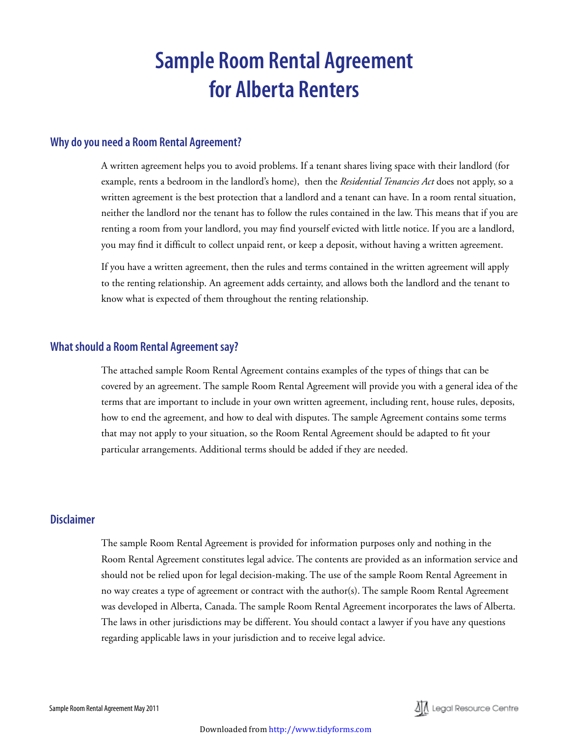# Sample Room Rental Agreement for Alberta Renters

## Why do you need a Room Rental Agreement?

A written agreement helps you to avoid problems. If a tenant shares living space with their landlord (for example, rents a bedroom in the landlord's home), then the *Residential Tenancies Act* does not apply, so a written agreement is the best protection that a landlord and a tenant can have. In a room rental situation, neither the landlord nor the tenant has to follow the rules contained in the law. This means that if you are renting a room from your landlord, you may find yourself evicted with little notice. If you are a landlord, you may find it difficult to collect unpaid rent, or keep a deposit, without having a written agreement.

If you have a written agreement, then the rules and terms contained in the written agreement will apply to the renting relationship. An agreement adds certainty, and allows both the landlord and the tenant to know what is expected of them throughout the renting relationship.

## What should a Room Rental Agreement say?

The attached sample Room Rental Agreement contains examples of the types of things that can be covered by an agreement. The sample Room Rental Agreement will provide you with a general idea of the terms that are important to include in your own written agreement, including rent, house rules, deposits, how to end the agreement, and how to deal with disputes. The sample Agreement contains some terms that may not apply to your situation, so the Room Rental Agreement should be adapted to fit your particular arrangements. Additional terms should be added if they are needed.

## Disclaimer

The sample Room Rental Agreement is provided for information purposes only and nothing in the Room Rental Agreement constitutes legal advice. The contents are provided as an information service and should not be relied upon for legal decision-making. The use of the sample Room Rental Agreement in no way creates a type of agreement or contract with the author(s). The sample Room Rental Agreement was developed in Alberta, Canada. The sample Room Rental Agreement incorporates the laws of Alberta. The laws in other jurisdictions may be different. You should contact a lawyer if you have any questions regarding applicable laws in your jurisdiction and to receive legal advice.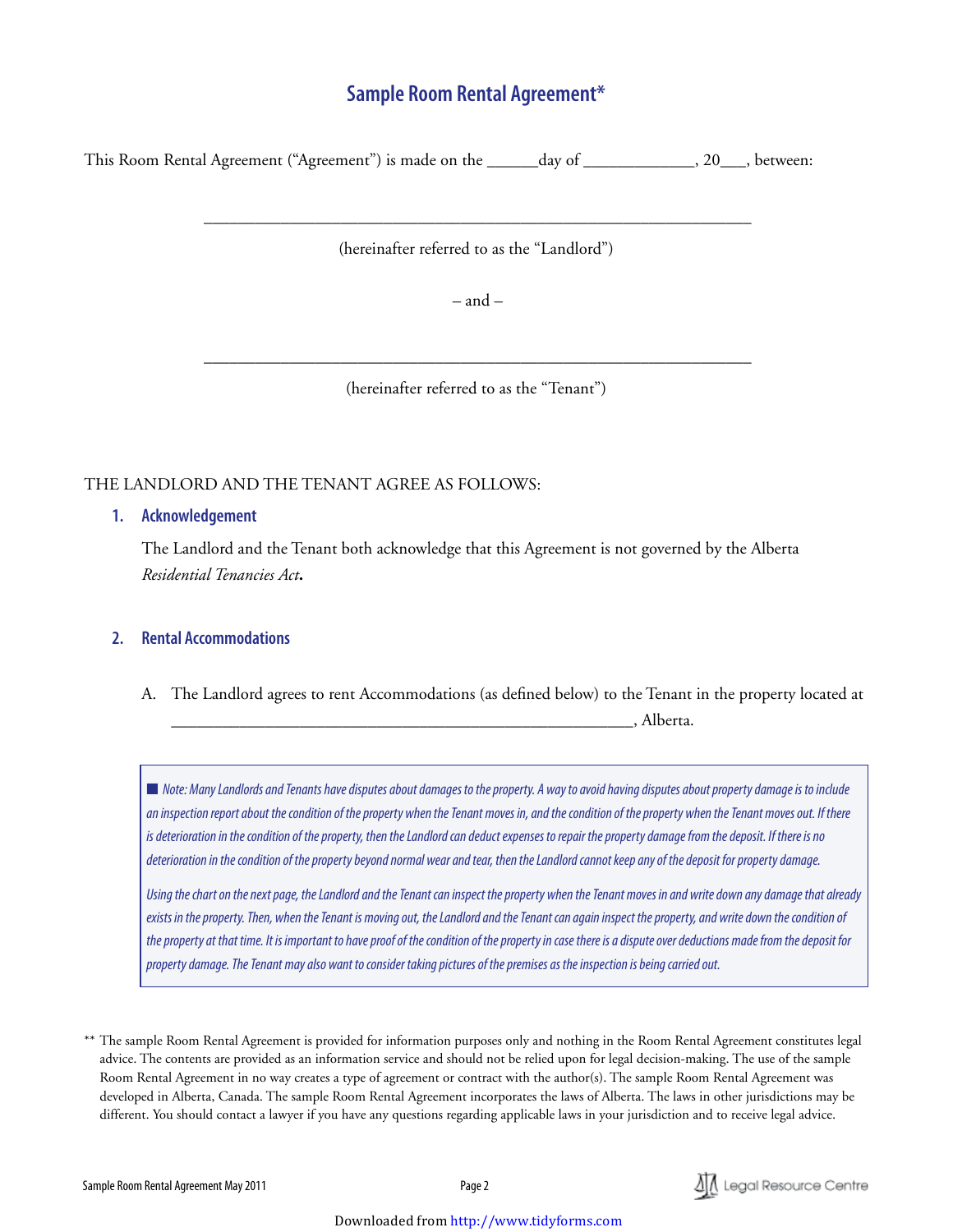# Sample Room Rental Agreement*

This Room Rental Agreement ("Agreement") is made on the ______day of _____________, 20___, between:

_________________________________________________________________

(hereinafter referred to as the "Landlord")

– and –

_________________________________________________________________

(hereinafter referred to as the "Tenant")

THE LANDLORD AND THE TENANT AGREE AS FOLLOWS:

## 1. Acknowledgement

The Landlord and the Tenant both acknowledge that this Agreement is not governed by the Alberta *Residential Tenancies Act***.**

## 2. Rental Accommodations

A. The Landlord agrees to rent Accommodations (as defined below) to the Tenant in the property located at _________________________________________________________, Alberta.

> *Note: Many Landlords and Tenants have disputes about damages to the property. A way to avoid having disputes about property damage is to include an inspection report about the condition of the property when the Tenant moves in, and the condition of the property when the Tenant moves out. If there is deterioration in the condition of the property, then the Landlord can deduct expenses to repair the property damage from the deposit. If there is no deterioration in the condition of the property beyond normal wear and tear, then the Landlord cannot keep any of the deposit for property damage.*
>
> *Using the chart on the next page, the Landlord and the Tenant can inspect the property when the Tenant moves in and write down any damage that already exists in the property. Then, when the Tenant is moving out, the Landlord and the Tenant can again inspect the property, and write down the condition of the property at that time. It is important to have proof of the condition of the property in case there is a dispute over deductions made from the deposit for property damage. The Tenant may also want to consider taking pictures of the premises as the inspection is being carried out.*

** The sample Room Rental Agreement is provided for information purposes only and nothing in the Room Rental Agreement constitutes legal advice. The contents are provided as an information service and should not be relied upon for legal decision-making. The use of the sample Room Rental Agreement in no way creates a type of agreement or contract with the author(s). The sample Room Rental Agreement was developed in Alberta, Canada. The sample Room Rental Agreement incorporates the laws of Alberta. The laws in other jurisdictions may be different. You should contact a lawyer if you have any questions regarding applicable laws in your jurisdiction and to receive legal advice.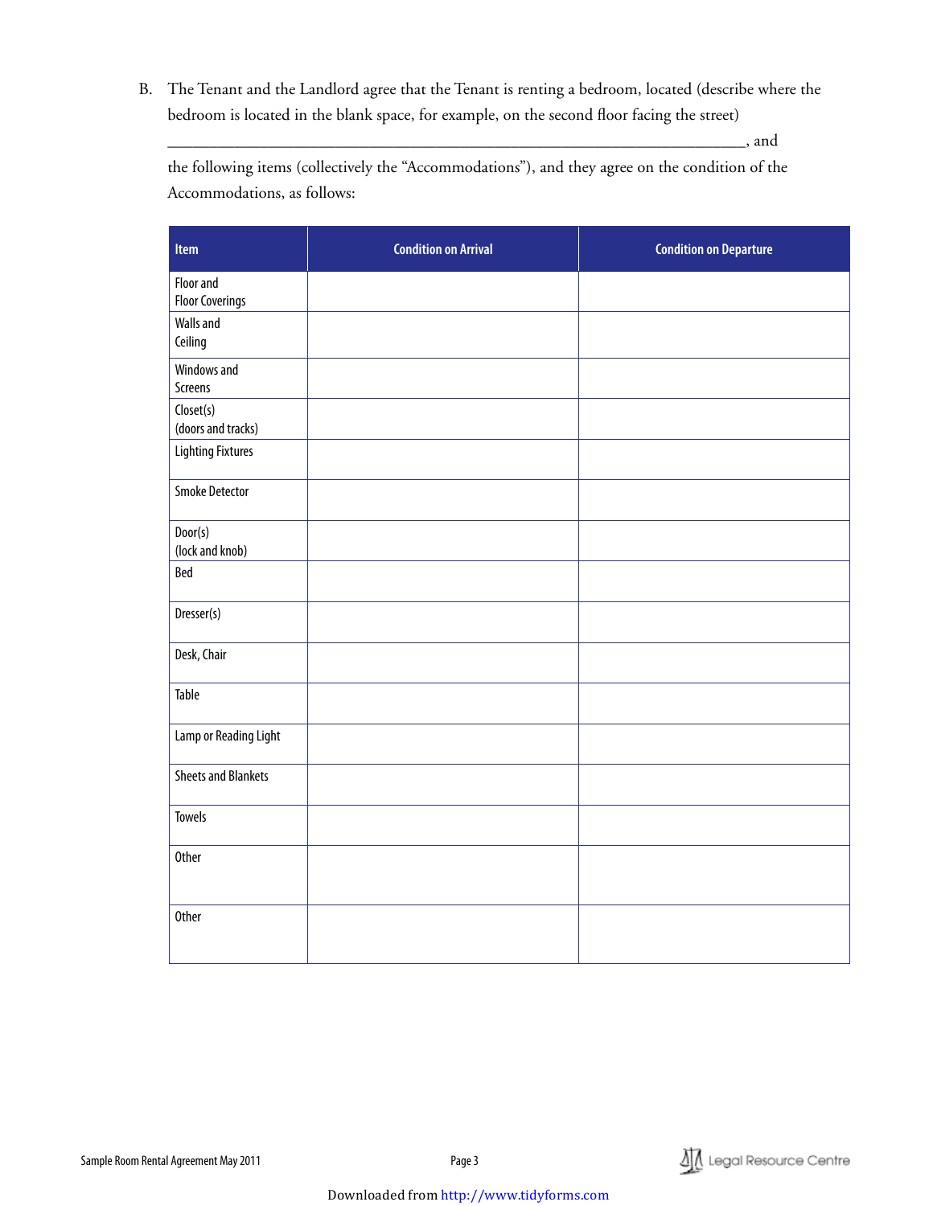B. The Tenant and the Landlord agree that the Tenant is renting a bedroom, located (describe where the bedroom is located in the blank space, for example, on the second floor facing the street) ___________________________________________________________________________, and the following items (collectively the "Accommodations"), and they agree on the condition of the Accommodations, as follows:

| Item | Condition on Arrival | Condition on Departure |
|---|---|---|
| Floor and Floor Coverings | | |
| Walls and Ceiling | | |
| Windows and Screens | | |
| Closet(s) (doors and tracks) | | |
| Lighting Fixtures | | |
| Smoke Detector | | |
| Door(s) (lock and knob) | | |
| Bed | | |
| Dresser(s) | | |
| Desk, Chair | | |
| Table | | |
| Lamp or Reading Light | | |
| Sheets and Blankets | | |
| Towels | | |
| Other | | |
| Other | | |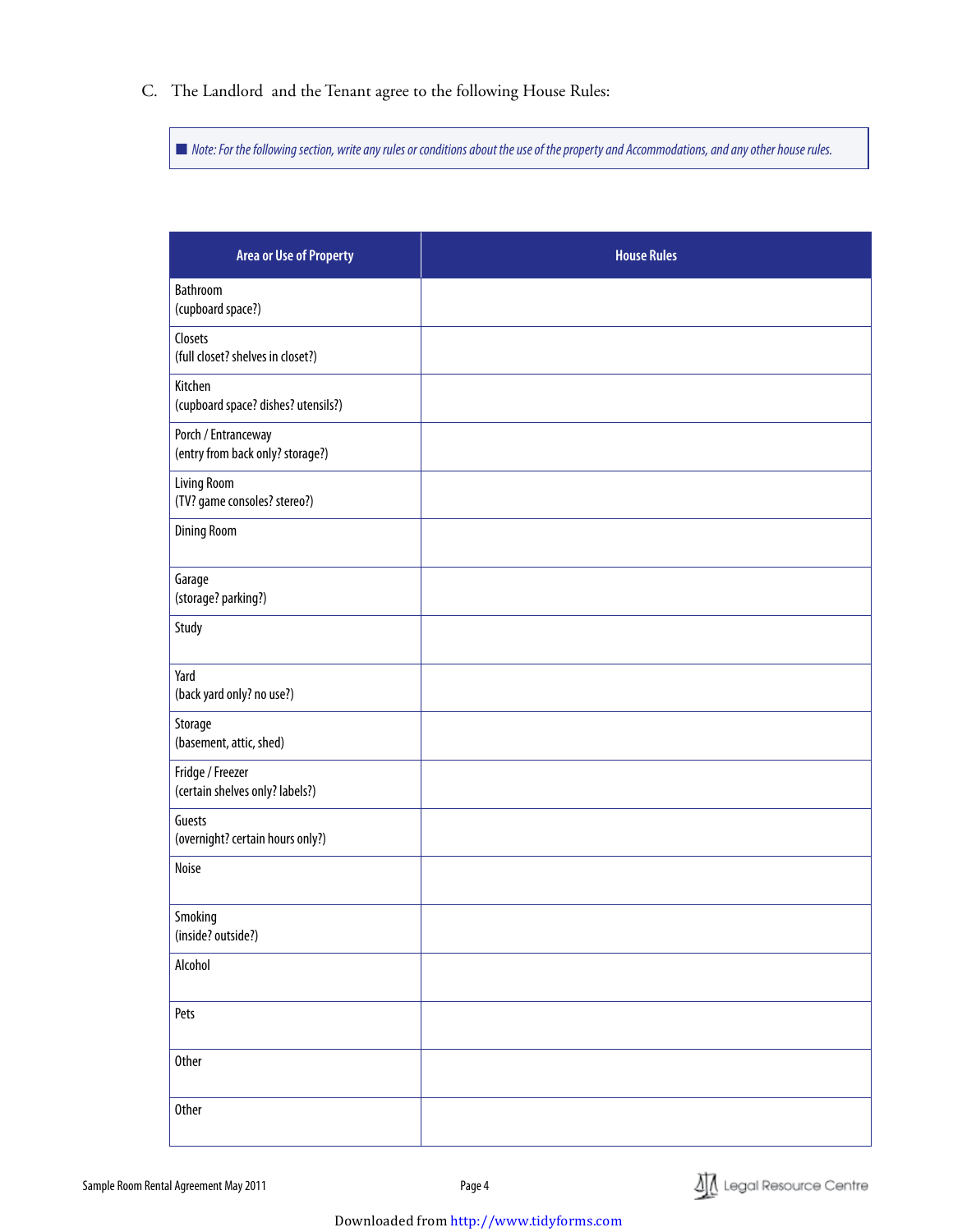C. The Landlord and the Tenant agree to the following House Rules:

■ *Note: For the following section, write any rules or conditions about the use of the property and Accommodations, and any other house rules.*

| Area or Use of Property | House Rules |
|---|---|
| Bathroom<br>(cupboard space?) | |
| Closets<br>(full closet? shelves in closet?) | |
| Kitchen<br>(cupboard space? dishes? utensils?) | |
| Porch / Entranceway<br>(entry from back only? storage?) | |
| Living Room<br>(TV? game consoles? stereo?) | |
| Dining Room | |
| Garage<br>(storage? parking?) | |
| Study | |
| Yard<br>(back yard only? no use?) | |
| Storage<br>(basement, attic, shed) | |
| Fridge / Freezer<br>(certain shelves only? labels?) | |
| Guests<br>(overnight? certain hours only?) | |
| Noise | |
| Smoking<br>(inside? outside?) | |
| Alcohol | |
| Pets | |
| Other | |
| Other | |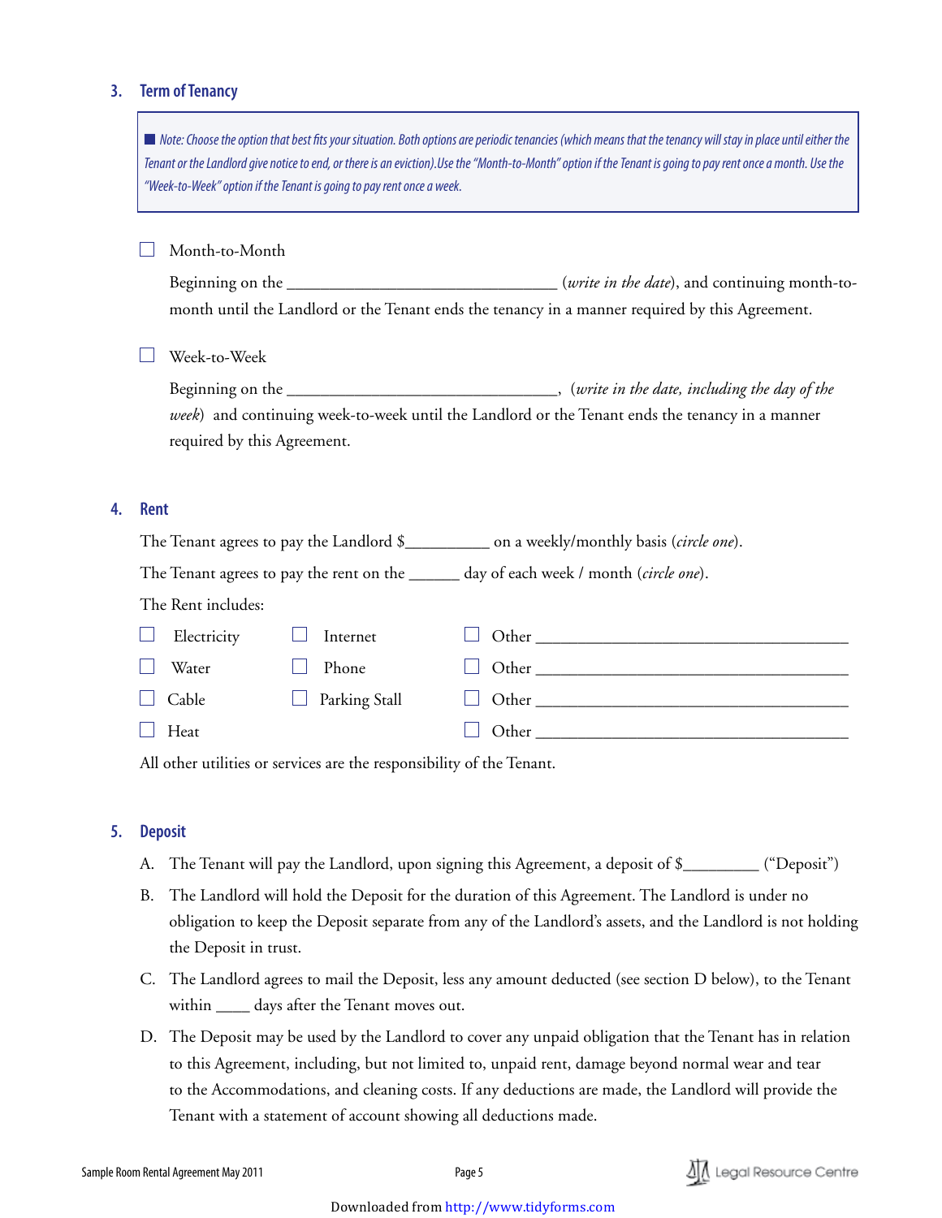## 3. Term of Tenancy

> ■ *Note: Choose the option that best fits your situation. Both options are periodic tenancies (which means that the tenancy will stay in place until either the Tenant or the Landlord give notice to end, or there is an eviction). Use the "Month-to-Month" option if the Tenant is going to pay rent once a month. Use the "Week-to-Week" option if the Tenant is going to pay rent once a week.*

☐ Month-to-Month

Beginning on the ________________________________ (*write in the date*), and continuing month-to-month until the Landlord or the Tenant ends the tenancy in a manner required by this Agreement.

☐ Week-to-Week

Beginning on the ________________________________, (*write in the date, including the day of the week*) and continuing week-to-week until the Landlord or the Tenant ends the tenancy in a manner required by this Agreement.

## 4. Rent

The Tenant agrees to pay the Landlord $__________ on a weekly/monthly basis (*circle one*).

The Tenant agrees to pay the rent on the ______ day of each week / month (*circle one*).

The Rent includes:

| | | |
|---|---|---|
| ☐ Electricity | ☐ Internet | ☐ Other ______________________________ |
| ☐ Water | ☐ Phone | ☐ Other ______________________________ |
| ☐ Cable | ☐ Parking Stall | ☐ Other ______________________________ |
| ☐ Heat | | ☐ Other ______________________________ |

All other utilities or services are the responsibility of the Tenant.

## 5. Deposit

A. The Tenant will pay the Landlord, upon signing this Agreement, a deposit of $_________ ("Deposit")

B. The Landlord will hold the Deposit for the duration of this Agreement. The Landlord is under no obligation to keep the Deposit separate from any of the Landlord's assets, and the Landlord is not holding the Deposit in trust.

C. The Landlord agrees to mail the Deposit, less any amount deducted (see section D below), to the Tenant within ____ days after the Tenant moves out.

D. The Deposit may be used by the Landlord to cover any unpaid obligation that the Tenant has in relation to this Agreement, including, but not limited to, unpaid rent, damage beyond normal wear and tear to the Accommodations, and cleaning costs. If any deductions are made, the Landlord will provide the Tenant with a statement of account showing all deductions made.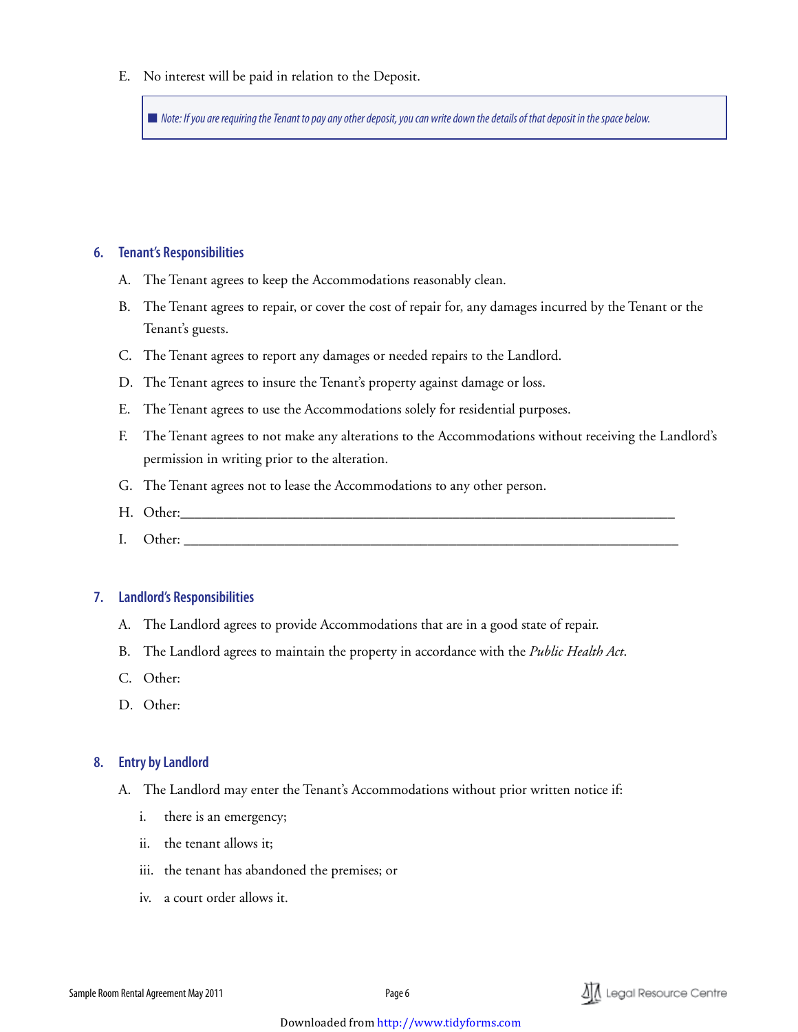E. No interest will be paid in relation to the Deposit.

> *Note: If you are requiring the Tenant to pay any other deposit, you can write down the details of that deposit in the space below.*

## 6. Tenant's Responsibilities

A. The Tenant agrees to keep the Accommodations reasonably clean.

B. The Tenant agrees to repair, or cover the cost of repair for, any damages incurred by the Tenant or the Tenant's guests.

C. The Tenant agrees to report any damages or needed repairs to the Landlord.

D. The Tenant agrees to insure the Tenant's property against damage or loss.

E. The Tenant agrees to use the Accommodations solely for residential purposes.

F. The Tenant agrees to not make any alterations to the Accommodations without receiving the Landlord's permission in writing prior to the alteration.

G. The Tenant agrees not to lease the Accommodations to any other person.

H. Other:___________________________________________________________________________

I. Other: ___________________________________________________________________________

## 7. Landlord's Responsibilities

A. The Landlord agrees to provide Accommodations that are in a good state of repair.

B. The Landlord agrees to maintain the property in accordance with the *Public Health Act*.

C. Other:

D. Other:

## 8. Entry by Landlord

A. The Landlord may enter the Tenant's Accommodations without prior written notice if:

   i. there is an emergency;

   ii. the tenant allows it;

   iii. the tenant has abandoned the premises; or

   iv. a court order allows it.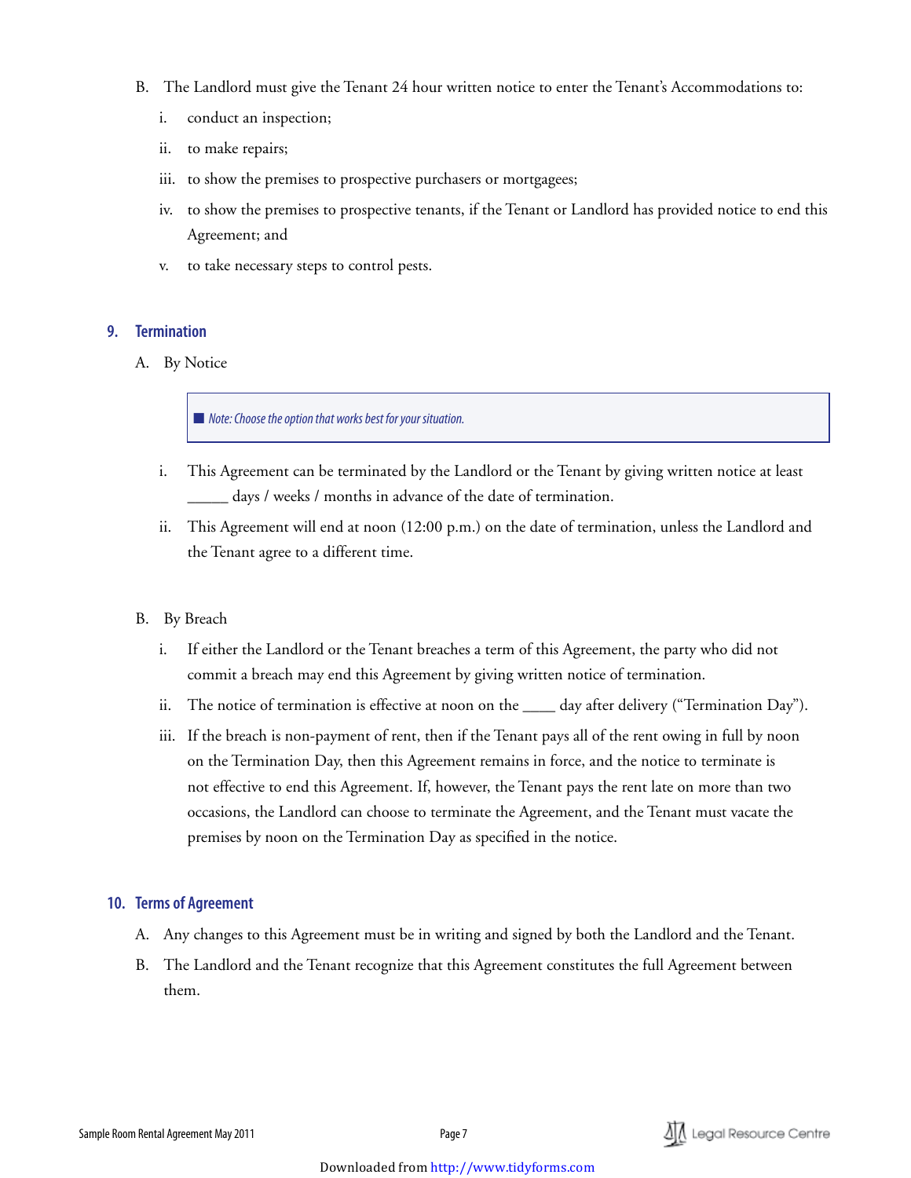B. The Landlord must give the Tenant 24 hour written notice to enter the Tenant's Accommodations to:

   i. conduct an inspection;

   ii. to make repairs;

   iii. to show the premises to prospective purchasers or mortgagees;

   iv. to show the premises to prospective tenants, if the Tenant or Landlord has provided notice to end this Agreement; and

   v. to take necessary steps to control pests.

## 9. Termination

A. By Notice

> ■ *Note: Choose the option that works best for your situation.*

   i. This Agreement can be terminated by the Landlord or the Tenant by giving written notice at least _____ days / weeks / months in advance of the date of termination.

   ii. This Agreement will end at noon (12:00 p.m.) on the date of termination, unless the Landlord and the Tenant agree to a different time.

B. By Breach

   i. If either the Landlord or the Tenant breaches a term of this Agreement, the party who did not commit a breach may end this Agreement by giving written notice of termination.

   ii. The notice of termination is effective at noon on the ____ day after delivery ("Termination Day").

   iii. If the breach is non-payment of rent, then if the Tenant pays all of the rent owing in full by noon on the Termination Day, then this Agreement remains in force, and the notice to terminate is not effective to end this Agreement. If, however, the Tenant pays the rent late on more than two occasions, the Landlord can choose to terminate the Agreement, and the Tenant must vacate the premises by noon on the Termination Day as specified in the notice.

## 10. Terms of Agreement

A. Any changes to this Agreement must be in writing and signed by both the Landlord and the Tenant.

B. The Landlord and the Tenant recognize that this Agreement constitutes the full Agreement between them.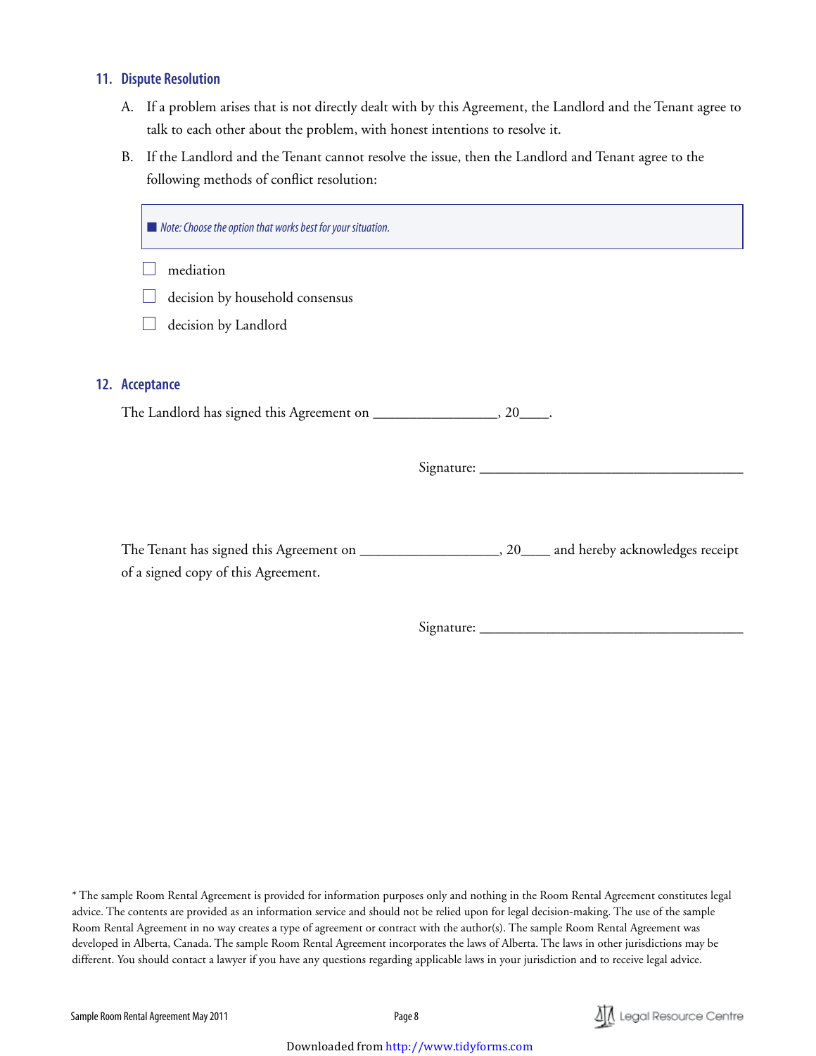## 11. Dispute Resolution

A. If a problem arises that is not directly dealt with by this Agreement, the Landlord and the Tenant agree to talk to each other about the problem, with honest intentions to resolve it.

B. If the Landlord and the Tenant cannot resolve the issue, then the Landlord and Tenant agree to the following methods of conflict resolution:

> *Note: Choose the option that works best for your situation.*

- ☐ mediation
- ☐ decision by household consensus
- ☐ decision by Landlord

## 12. Acceptance

The Landlord has signed this Agreement on _________________, 20____.

Signature: ______________________________________

The Tenant has signed this Agreement on ___________________, 20____ and hereby acknowledges receipt of a signed copy of this Agreement.

Signature: ______________________________________

* The sample Room Rental Agreement is provided for information purposes only and nothing in the Room Rental Agreement constitutes legal advice. The contents are provided as an information service and should not be relied upon for legal decision-making. The use of the sample Room Rental Agreement in no way creates a type of agreement or contract with the author(s). The sample Room Rental Agreement was developed in Alberta, Canada. The sample Room Rental Agreement incorporates the laws of Alberta. The laws in other jurisdictions may be different. You should contact a lawyer if you have any questions regarding applicable laws in your jurisdiction and to receive legal advice.